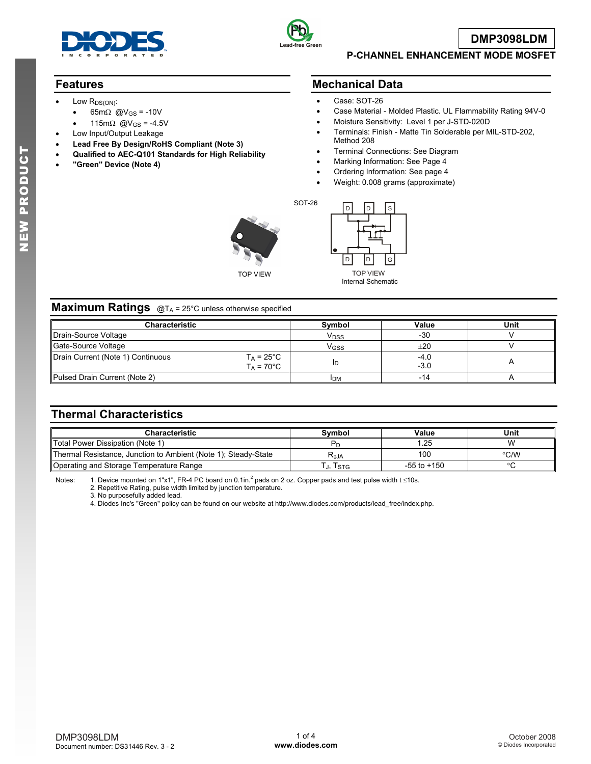# DMP3098LDM

## P-CHANNEL ENHANCEMENT MODE MOSFET

NEW PRODUCT

## Features

- Low $R_{DS(ON)}$:
  - 65mΩ @$V_{GS}$ = -10V
  - 115mΩ @$V_{GS}$ = -4.5V
- Low Input/Output Leakage
- **Lead Free By Design/RoHS Compliant (Note 3)**
- **Qualified to AEC-Q101 Standards for High Reliability**
- **"Green" Device (Note 4)**

## Mechanical Data

- Case: SOT-26
- Case Material - Molded Plastic. UL Flammability Rating 94V-0
- Moisture Sensitivity: Level 1 per J-STD-020D
- Terminals: Finish - Matte Tin Solderable per MIL-STD-202, Method 208
- Terminal Connections: See Diagram
- Marking Information: See Page 4
- Ordering Information: See page 4
- Weight: 0.008 grams (approximate)

SOT-26

TOP VIEW

TOP VIEW
Internal Schematic

## Maximum Ratings @$T_A$ = 25°C unless otherwise specified

| Characteristic | | Symbol | Value | Unit |
|---|---|---|---|---|
| Drain-Source Voltage | | $V_{DSS}$ | -30 | V |
| Gate-Source Voltage | | $V_{GSS}$ | ±20 | V |
| Drain Current (Note 1) Continuous | $T_A$ = 25°C<br>$T_A$ = 70°C | $I_D$ | -4.0<br>-3.0 | A |
| Pulsed Drain Current (Note 2) | | $I_{DM}$ | -14 | A |

## Thermal Characteristics

| Characteristic | Symbol | Value | Unit |
|---|---|---|---|
| Total Power Dissipation (Note 1) | $P_D$ | 1.25 | W |
| Thermal Resistance, Junction to Ambient (Note 1); Steady-State | $R_{\theta JA}$ | 100 | °C/W |
| Operating and Storage Temperature Range | $T_J$, $T_{STG}$ | -55 to +150 | °C |

Notes:
1. Device mounted on 1"x1", FR-4 PC board on 0.1in.[2] pads on 2 oz. Copper pads and test pulse width t ≤10s.
2. Repetitive Rating, pulse width limited by junction temperature.
3. No purposefully added lead.
4. Diodes Inc's "Green" policy can be found on our website at http://www.diodes.com/products/lead_free/index.php.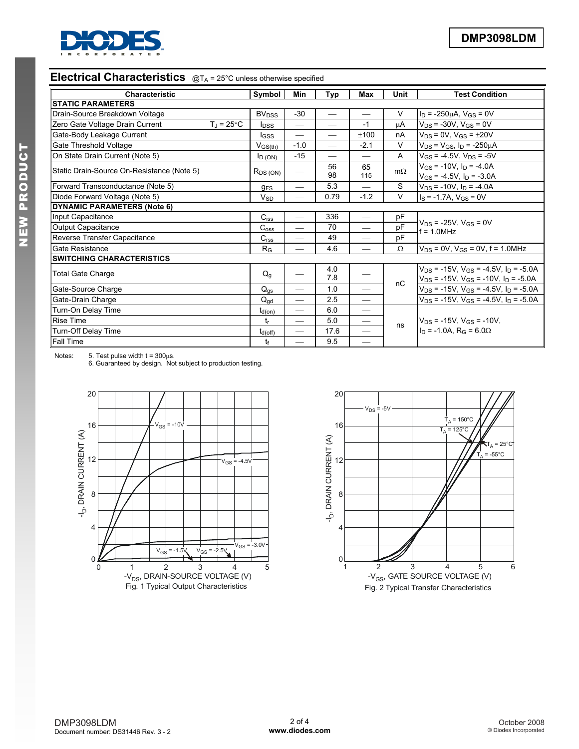## Electrical Characteristics @$T_A$ = 25°C unless otherwise specified

| Characteristic | Symbol | Min | Typ | Max | Unit | Test Condition |
|---|---|---|---|---|---|---|
| **STATIC PARAMETERS** | | | | | | |
| Drain-Source Breakdown Voltage | $BV_{DSS}$ | -30 | — | — | V | $I_D$ = -250μA, $V_{GS}$ = 0V |
| Zero Gate Voltage Drain Current $T_J$ = 25°C | $I_{DSS}$ | — | — | -1 | μA | $V_{DS}$ = -30V, $V_{GS}$ = 0V |
| Gate-Body Leakage Current | $I_{GSS}$ | — | — | ±100 | nA | $V_{DS}$ = 0V, $V_{GS}$ = ±20V |
| Gate Threshold Voltage | $V_{GS(th)}$ | -1.0 | — | -2.1 | V | $V_{DS}$ = $V_{GS}$, $I_D$ = -250μA |
| On State Drain Current (Note 5) | $I_{D\ (ON)}$ | -15 | — | — | A | $V_{GS}$ = -4.5V, $V_{DS}$ = -5V |
| Static Drain-Source On-Resistance (Note 5) | $R_{DS\ (ON)}$ | — | 56<br>98 | 65<br>115 | mΩ | $V_{GS}$ = -10V, $I_D$ = -4.0A<br>$V_{GS}$ = -4.5V, $I_D$ = -3.0A |
| Forward Transconductance (Note 5) | $g_{FS}$ | — | 5.3 | — | S | $V_{DS}$ = -10V, $I_D$ = -4.0A |
| Diode Forward Voltage (Note 5) | $V_{SD}$ | — | 0.79 | -1.2 | V | $I_S$ = -1.7A, $V_{GS}$ = 0V |
| **DYNAMIC PARAMETERS (Note 6)** | | | | | | |
| Input Capacitance | $C_{iss}$ | — | 336 | — | pF | $V_{DS}$ = -25V, $V_{GS}$ = 0V<br>f = 1.0MHz |
| Output Capacitance | $C_{oss}$ | — | 70 | — | pF | |
| Reverse Transfer Capacitance | $C_{rss}$ | — | 49 | — | pF | |
| Gate Resistance | $R_G$ | — | 4.6 | — | Ω | $V_{DS}$ = 0V, $V_{GS}$ = 0V, f = 1.0MHz |
| **SWITCHING CHARACTERISTICS** | | | | | | |
| Total Gate Charge | $Q_g$ | — | 4.0<br>7.8 | — | nC | $V_{DS}$ = -15V, $V_{GS}$ = -4.5V, $I_D$ = -5.0A<br>$V_{DS}$ = -15V, $V_{GS}$ = -10V, $I_D$ = -5.0A |
| Gate-Source Charge | $Q_{gs}$ | — | 1.0 | — | nC | $V_{DS}$ = -15V, $V_{GS}$ = -4.5V, $I_D$ = -5.0A |
| Gate-Drain Charge | $Q_{gd}$ | — | 2.5 | — | nC | $V_{DS}$ = -15V, $V_{GS}$ = -4.5V, $I_D$ = -5.0A |
| Turn-On Delay Time | $t_{d(on)}$ | — | 6.0 | — | ns | $V_{DS}$ = -15V, $V_{GS}$ = -10V,<br>$I_D$ = -1.0A, $R_G$ = 6.0Ω |
| Rise Time | $t_r$ | — | 5.0 | — | ns | |
| Turn-Off Delay Time | $t_{d(off)}$ | — | 17.6 | — | ns | |
| Fall Time | $t_f$ | — | 9.5 | — | ns | |

Notes:
5. Test pulse width t = 300μs.
6. Guaranteed by design. Not subject to production testing.

Fig. 1 Typical Output Characteristics

Fig. 2 Typical Transfer Characteristics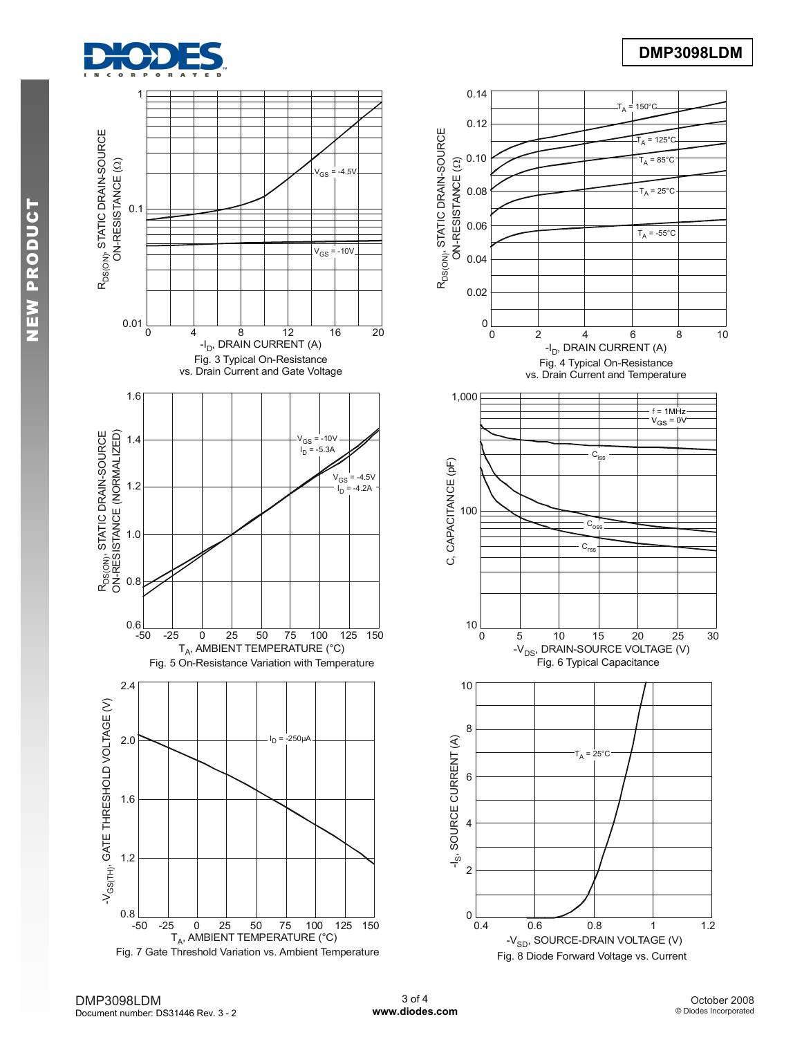Fig. 3 Typical On-Resistance vs. Drain Current and Gate Voltage

Fig. 4 Typical On-Resistance vs. Drain Current and Temperature

Fig. 5 On-Resistance Variation with Temperature

Fig. 6 Typical Capacitance

Fig. 7 Gate Threshold Variation vs. Ambient Temperature

Fig. 8 Diode Forward Voltage vs. Current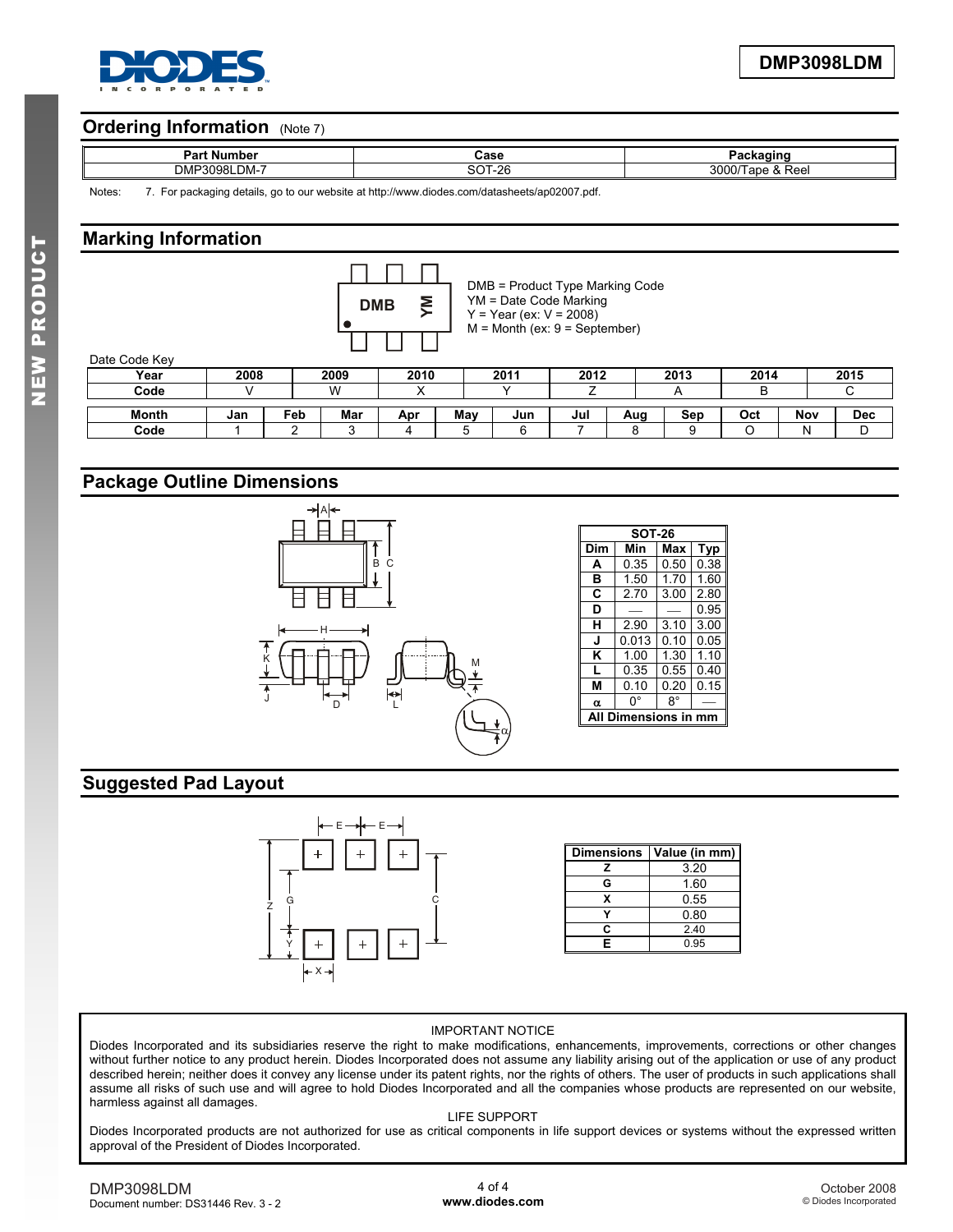## Ordering Information (Note 7)

| Part Number | Case | Packaging |
|---|---|---|
| DMP3098LDM-7 | SOT-26 | 3000/Tape & Reel |

Notes: 7. For packaging details, go to our website at http://www.diodes.com/datasheets/ap02007.pdf.

## Marking Information

DMB YM

DMB = Product Type Marking Code
YM = Date Code Marking
Y = Year (ex: V = 2008)
M = Month (ex: 9 = September)

Date Code Key

| Year | 2008 | 2009 | 2010 | 2011 | 2012 | 2013 | 2014 | 2015 |
|---|---|---|---|---|---|---|---|---|
| Code | V | W | X | Y | Z | A | B | C |

| Month | Jan | Feb | Mar | Apr | May | Jun | Jul | Aug | Sep | Oct | Nov | Dec |
|---|---|---|---|---|---|---|---|---|---|---|---|---|
| Code | 1 | 2 | 3 | 4 | 5 | 6 | 7 | 8 | 9 | O | N | D |

## Package Outline Dimensions

A B C H K J D L M α

| SOT-26 | | | |
|---|---|---|---|
| Dim | Min | Max | Typ |
| A | 0.35 | 0.50 | 0.38 |
| B | 1.50 | 1.70 | 1.60 |
| C | 2.70 | 3.00 | 2.80 |
| D | — | — | 0.95 |
| H | 2.90 | 3.10 | 3.00 |
| J | 0.013 | 0.10 | 0.05 |
| K | 1.00 | 1.30 | 1.10 |
| L | 0.35 | 0.55 | 0.40 |
| M | 0.10 | 0.20 | 0.15 |
| α | 0° | 8° | — |
| All Dimensions in mm | | | |

## Suggested Pad Layout

E E Z G C Y X

| Dimensions | Value (in mm) |
|---|---|
| Z | 3.20 |
| G | 1.60 |
| X | 0.55 |
| Y | 0.80 |
| C | 2.40 |
| E | 0.95 |

IMPORTANT NOTICE

Diodes Incorporated and its subsidiaries reserve the right to make modifications, enhancements, improvements, corrections or other changes without further notice to any product herein. Diodes Incorporated does not assume any liability arising out of the application or use of any product described herein; neither does it convey any license under its patent rights, nor the rights of others. The user of products in such applications shall assume all risks of such use and will agree to hold Diodes Incorporated and all the companies whose products are represented on our website, harmless against all damages.

LIFE SUPPORT

Diodes Incorporated products are not authorized for use as critical components in life support devices or systems without the expressed written approval of the President of Diodes Incorporated.